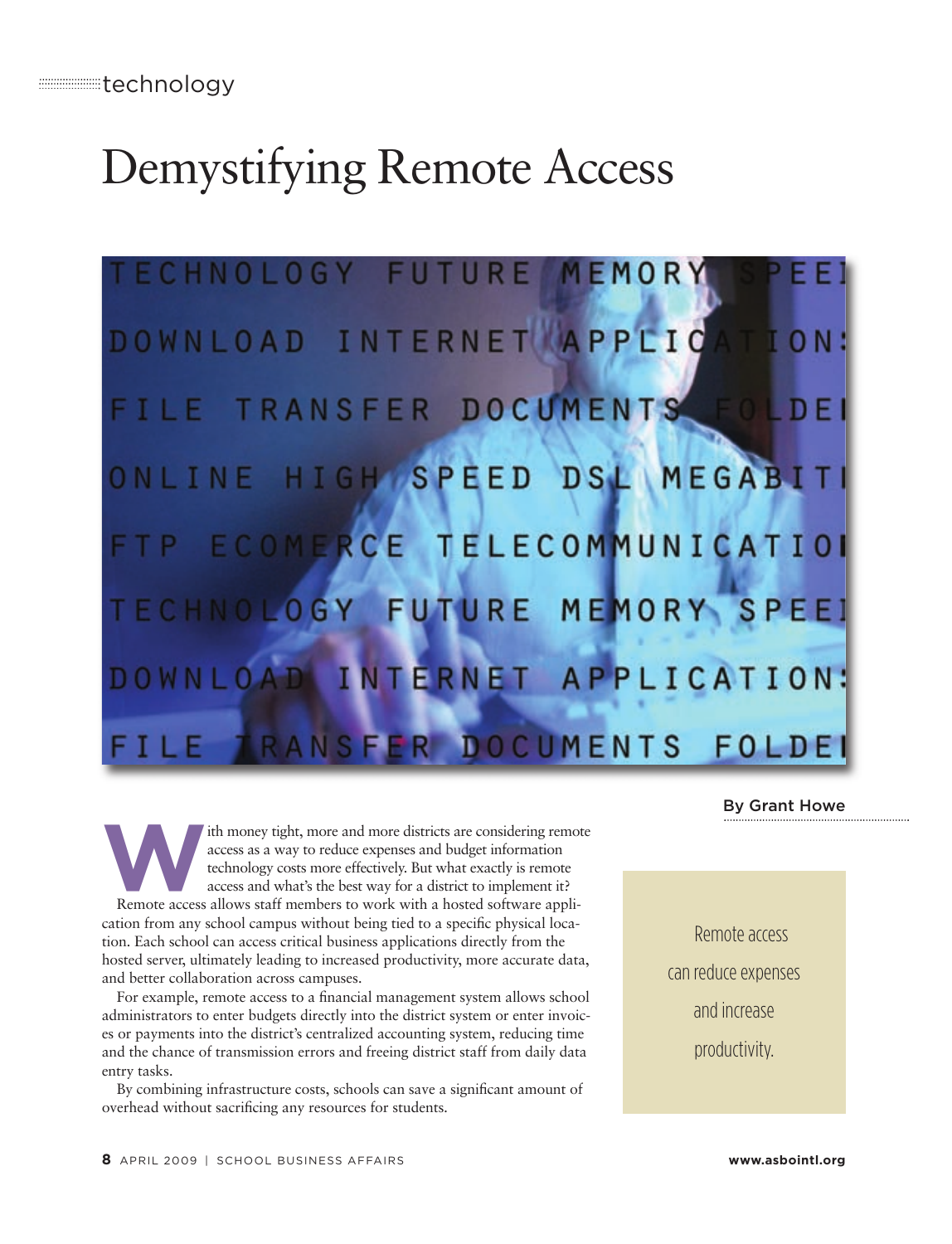technology

# Demystifying Remote Access

By Grant Howe

With money tight, more and more districts are considering remote access as a way to reduce expenses and budget information technology costs more effectively. But what exactly is remote access and what's the best way for a district to implement it?

Remote access allows staff members to work with a hosted software application from any school campus without being tied to a specific physical location. Each school can access critical business applications directly from the hosted server, ultimately leading to increased productivity, more accurate data, and better collaboration across campuses.

For example, remote access to a financial management system allows school administrators to enter budgets directly into the district system or enter invoices or payments into the district's centralized accounting system, reducing time and the chance of transmission errors and freeing district staff from daily data entry tasks.

By combining infrastructure costs, schools can save a significant amount of overhead without sacrificing any resources for students.

> Remote access can reduce expenses and increase productivity.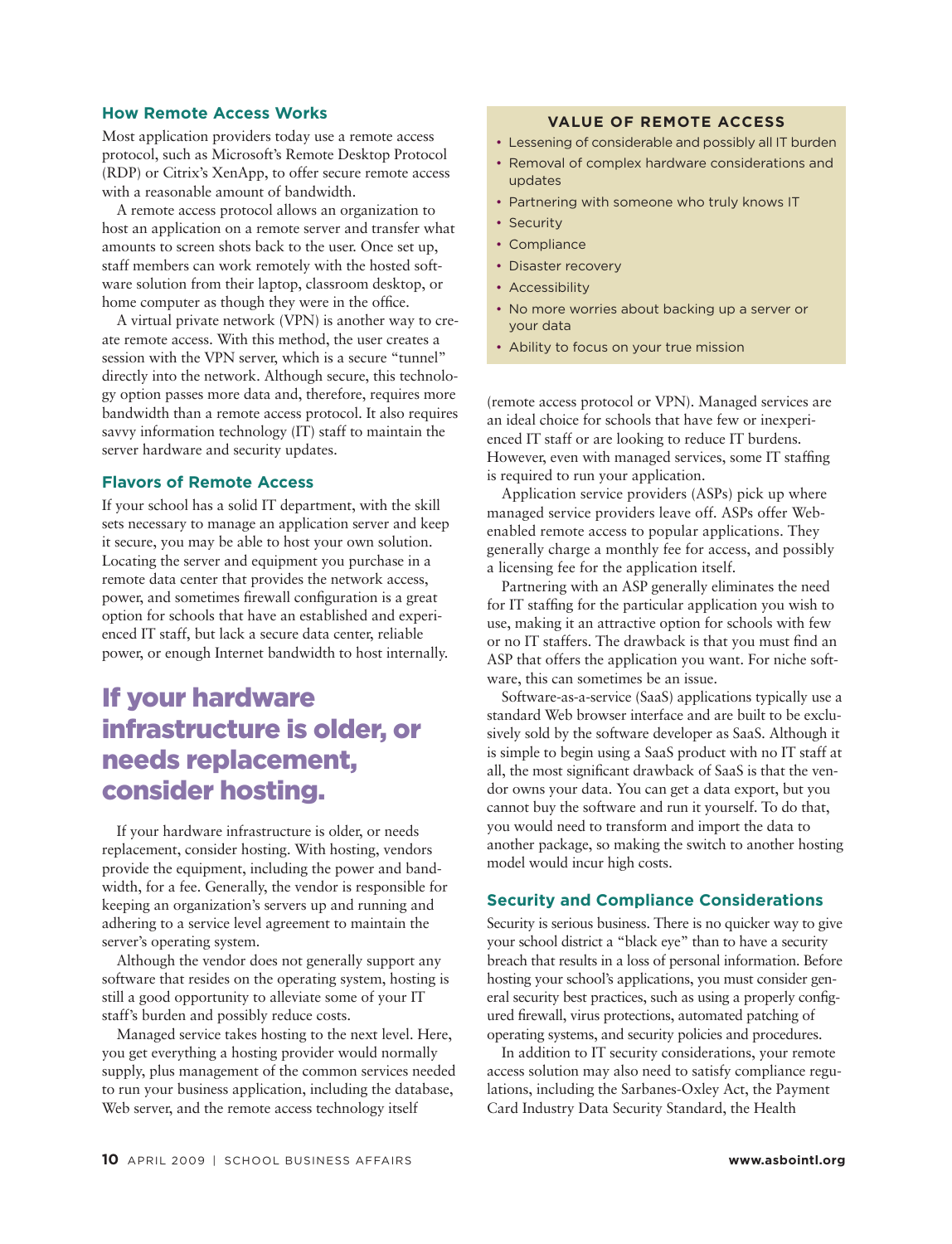## How Remote Access Works

Most application providers today use a remote access protocol, such as Microsoft's Remote Desktop Protocol (RDP) or Citrix's XenApp, to offer secure remote access with a reasonable amount of bandwidth.

A remote access protocol allows an organization to host an application on a remote server and transfer what amounts to screen shots back to the user. Once set up, staff members can work remotely with the hosted software solution from their laptop, classroom desktop, or home computer as though they were in the office.

A virtual private network (VPN) is another way to create remote access. With this method, the user creates a session with the VPN server, which is a secure "tunnel" directly into the network. Although secure, this technology option passes more data and, therefore, requires more bandwidth than a remote access protocol. It also requires savvy information technology (IT) staff to maintain the server hardware and security updates.

## Flavors of Remote Access

If your school has a solid IT department, with the skill sets necessary to manage an application server and keep it secure, you may be able to host your own solution. Locating the server and equipment you purchase in a remote data center that provides the network access, power, and sometimes firewall configuration is a great option for schools that have an established and experienced IT staff, but lack a secure data center, reliable power, or enough Internet bandwidth to host internally.

> **If your hardware infrastructure is older, or needs replacement, consider hosting.**

If your hardware infrastructure is older, or needs replacement, consider hosting. With hosting, vendors provide the equipment, including the power and bandwidth, for a fee. Generally, the vendor is responsible for keeping an organization's servers up and running and adhering to a service level agreement to maintain the server's operating system.

Although the vendor does not generally support any software that resides on the operating system, hosting is still a good opportunity to alleviate some of your IT staff's burden and possibly reduce costs.

Managed service takes hosting to the next level. Here, you get everything a hosting provider would normally supply, plus management of the common services needed to run your business application, including the database, Web server, and the remote access technology itself (remote access protocol or VPN). Managed services are an ideal choice for schools that have few or inexperienced IT staff or are looking to reduce IT burdens. However, even with managed services, some IT staffing is required to run your application.

Application service providers (ASPs) pick up where managed service providers leave off. ASPs offer Web-enabled remote access to popular applications. They generally charge a monthly fee for access, and possibly a licensing fee for the application itself.

Partnering with an ASP generally eliminates the need for IT staffing for the particular application you wish to use, making it an attractive option for schools with few or no IT staffers. The drawback is that you must find an ASP that offers the application you want. For niche software, this can sometimes be an issue.

Software-as-a-service (SaaS) applications typically use a standard Web browser interface and are built to be exclusively sold by the software developer as SaaS. Although it is simple to begin using a SaaS product with no IT staff at all, the most significant drawback of SaaS is that the vendor owns your data. You can get a data export, but you cannot buy the software and run it yourself. To do that, you would need to transform and import the data to another package, so making the switch to another hosting model would incur high costs.

### VALUE OF REMOTE ACCESS

- Lessening of considerable and possibly all IT burden
- Removal of complex hardware considerations and updates
- Partnering with someone who truly knows IT
- Security
- Compliance
- Disaster recovery
- Accessibility
- No more worries about backing up a server or your data
- Ability to focus on your true mission

## Security and Compliance Considerations

Security is serious business. There is no quicker way to give your school district a "black eye" than to have a security breach that results in a loss of personal information. Before hosting your school's applications, you must consider general security best practices, such as using a properly configured firewall, virus protections, automated patching of operating systems, and security policies and procedures.

In addition to IT security considerations, your remote access solution may also need to satisfy compliance regulations, including the Sarbanes-Oxley Act, the Payment Card Industry Data Security Standard, the Health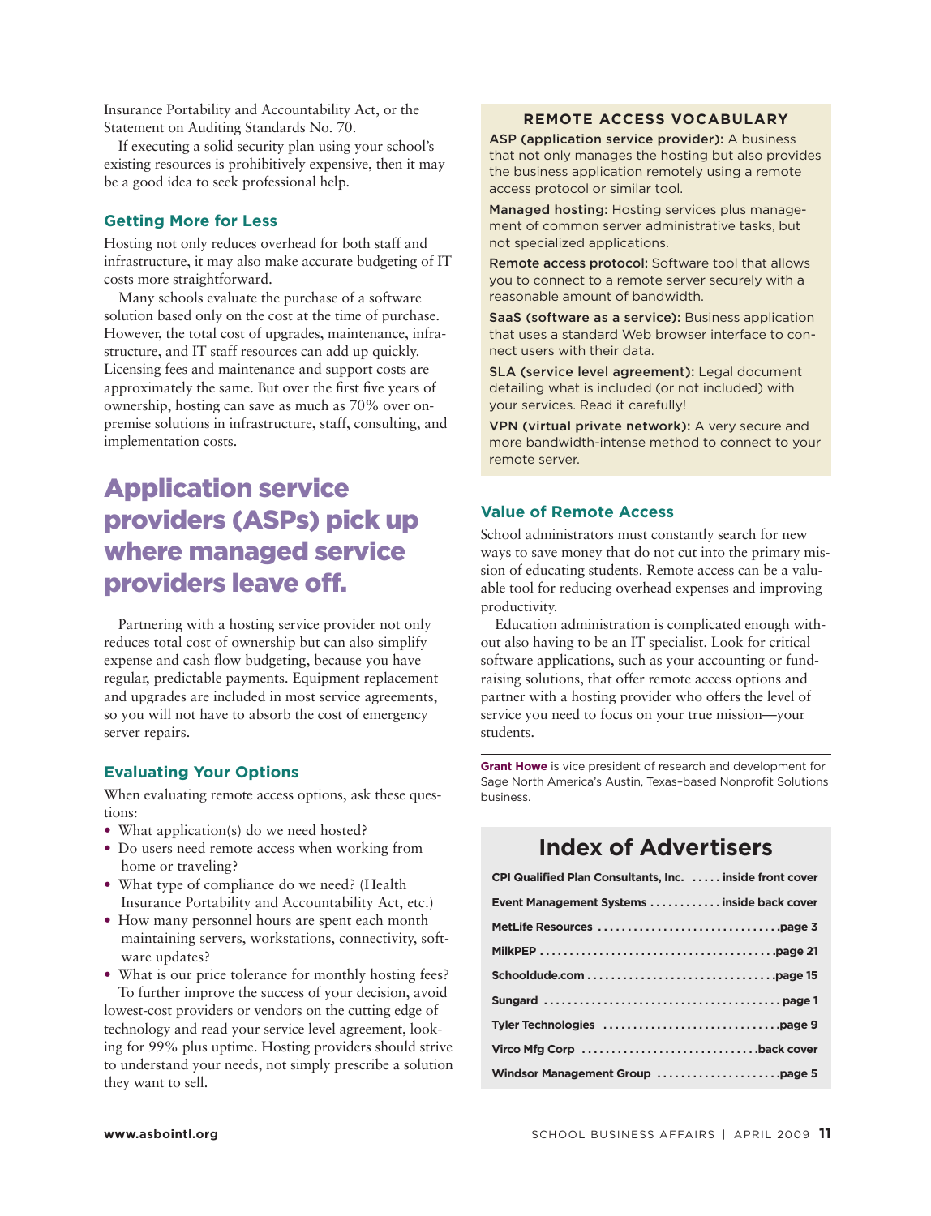Insurance Portability and Accountability Act, or the Statement on Auditing Standards No. 70.

If executing a solid security plan using your school's existing resources is prohibitively expensive, then it may be a good idea to seek professional help.

### Getting More for Less

Hosting not only reduces overhead for both staff and infrastructure, it may also make accurate budgeting of IT costs more straightforward.

Many schools evaluate the purchase of a software solution based only on the cost at the time of purchase. However, the total cost of upgrades, maintenance, infrastructure, and IT staff resources can add up quickly. Licensing fees and maintenance and support costs are approximately the same. But over the first five years of ownership, hosting can save as much as 70% over on-premise solutions in infrastructure, staff, consulting, and implementation costs.

## Application service providers (ASPs) pick up where managed service providers leave off.

Partnering with a hosting service provider not only reduces total cost of ownership but can also simplify expense and cash flow budgeting, because you have regular, predictable payments. Equipment replacement and upgrades are included in most service agreements, so you will not have to absorb the cost of emergency server repairs.

### Evaluating Your Options

When evaluating remote access options, ask these questions:

- What application(s) do we need hosted?
- Do users need remote access when working from home or traveling?
- What type of compliance do we need? (Health Insurance Portability and Accountability Act, etc.)
- How many personnel hours are spent each month maintaining servers, workstations, connectivity, software updates?
- What is our price tolerance for monthly hosting fees?

To further improve the success of your decision, avoid lowest-cost providers or vendors on the cutting edge of technology and read your service level agreement, looking for 99% plus uptime. Hosting providers should strive to understand your needs, not simply prescribe a solution they want to sell.

### REMOTE ACCESS VOCABULARY

**ASP (application service provider):** A business that not only manages the hosting but also provides the business application remotely using a remote access protocol or similar tool.

**Managed hosting:** Hosting services plus management of common server administrative tasks, but not specialized applications.

**Remote access protocol:** Software tool that allows you to connect to a remote server securely with a reasonable amount of bandwidth.

**SaaS (software as a service):** Business application that uses a standard Web browser interface to connect users with their data.

**SLA (service level agreement):** Legal document detailing what is included (or not included) with your services. Read it carefully!

**VPN (virtual private network):** A very secure and more bandwidth-intense method to connect to your remote server.

### Value of Remote Access

School administrators must constantly search for new ways to save money that do not cut into the primary mission of educating students. Remote access can be a valuable tool for reducing overhead expenses and improving productivity.

Education administration is complicated enough without also having to be an IT specialist. Look for critical software applications, such as your accounting or fundraising solutions, that offer remote access options and partner with a hosting provider who offers the level of service you need to focus on your true mission—your students.

**Grant Howe** is vice president of research and development for Sage North America's Austin, Texas–based Nonprofit Solutions business.

## Index of Advertisers

| | |
|---|---|
| CPI Qualified Plan Consultants, Inc. | inside front cover |
| Event Management Systems | inside back cover |
| MetLife Resources | page 3 |
| MilkPEP | page 21 |
| Schooldude.com | page 15 |
| Sungard | page 1 |
| Tyler Technologies | page 9 |
| Virco Mfg Corp | back cover |
| Windsor Management Group | page 5 |